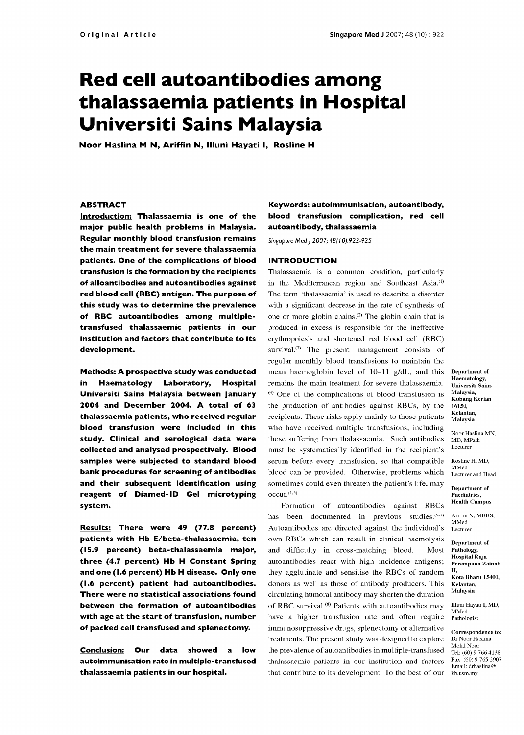Original Article

# Red cell autoantibodies among thalassaemia patients in Hospital Universiti Sains Malaysia

**Noor Haslina M N, Ariffin N, Illuni Hayati I, Rosline H**

## ABSTRACT

**Introduction:** Thalassaemia is one of the major public health problems in Malaysia. Regular monthly blood transfusion remains the main treatment for severe thalassaemia patients. One of the complications of blood transfusion is the formation by the recipients of alloantibodies and autoantibodies against red blood cell (RBC) antigen. The purpose of this study was to determine the prevalence of RBC autoantibodies among multiple-transfused thalassaemic patients in our institution and factors that contribute to its development.

**Methods:** A prospective study was conducted in Haematology Laboratory, Hospital Universiti Sains Malaysia between January 2004 and December 2004. A total of 63 thalassaemia patients, who received regular blood transfusion were included in this study. Clinical and serological data were collected and analysed prospectively. Blood samples were subjected to standard blood bank procedures for screening of antibodies and their subsequent identification using reagent of Diamed-ID Gel microtyping system.

**Results:** There were 49 (77.8 percent) patients with Hb E/beta-thalassaemia, ten (15.9 percent) beta-thalassaemia major, three (4.7 percent) Hb H Constant Spring and one (1.6 percent) Hb H disease. Only one (1.6 percent) patient had autoantibodies. There were no statistical associations found between the formation of autoantibodies with age at the start of transfusion, number of packed cell transfused and splenectomy.

**Conclusion:** Our data showed a low autoimmunisation rate in multiple-transfused thalassaemia patients in our hospital.

**Keywords: autoimmunisation, autoantibody, blood transfusion complication, red cell autoantibody, thalassaemia**

*Singapore Med J 2007; 48(10):922-925*

## INTRODUCTION

Thalassaemia is a common condition, particularly in the Mediterranean region and Southeast Asia.[1] The term 'thalassaemia' is used to describe a disorder with a significant decrease in the rate of synthesis of one or more globin chains.[2] The globin chain that is produced in excess is responsible for the ineffective erythropoiesis and shortened red blood cell (RBC) survival.[3] The present management consists of regular monthly blood transfusions to maintain the mean haemoglobin level of 10–11 g/dL, and this remains the main treatment for severe thalassaemia.[4] One of the complications of blood transfusion is the production of antibodies against RBCs, by the recipients. These risks apply mainly to those patients who have received multiple transfusions, including those suffering from thalassaemia. Such antibodies must be systematically identified in the recipient's serum before every transfusion, so that compatible blood can be provided. Otherwise, problems which sometimes could even threaten the patient's life, may occur.[1,5]

Formation of autoantibodies against RBCs has been documented in previous studies.[5-7] Autoantibodies are directed against the individual's own RBCs which can result in clinical haemolysis and difficulty in cross-matching blood. Most autoantibodies react with high incidence antigens; they agglutinate and sensitise the RBCs of random donors as well as those of antibody producers. This circulating humoral antibody may shorten the duration of RBC survival.[8] Patients with autoantibodies may have a higher transfusion rate and often require immunosuppressive drugs, splenectomy or alternative treatments. The present study was designed to explore the prevalence of autoantibodies in multiple-transfused thalassaemic patients in our institution and factors that contribute to its development. To the best of our

Department of Haematology, Universiti Sains Malaysia, Kubang Kerian 16150, Kelantan, Malaysia

Noor Haslina MN, MD, MPath
Lecturer

Rosline H, MD, MMed
Lecturer and Head

Department of Paediatrics, Health Campus

Ariffin N, MBBS, MMed
Lecturer

Department of Pathology, Hospital Raja Perempuan Zainab II, Kota Bharu 15400, Kelantan, Malaysia

Illuni Hayati I, MD, MMed
Pathologist

Correspondence to: Dr Noor Haslina Mohd Noor
Tel: (60) 9 766 4138
Fax: (60) 9 765 2907
Email: drhaslina@kb.usm.my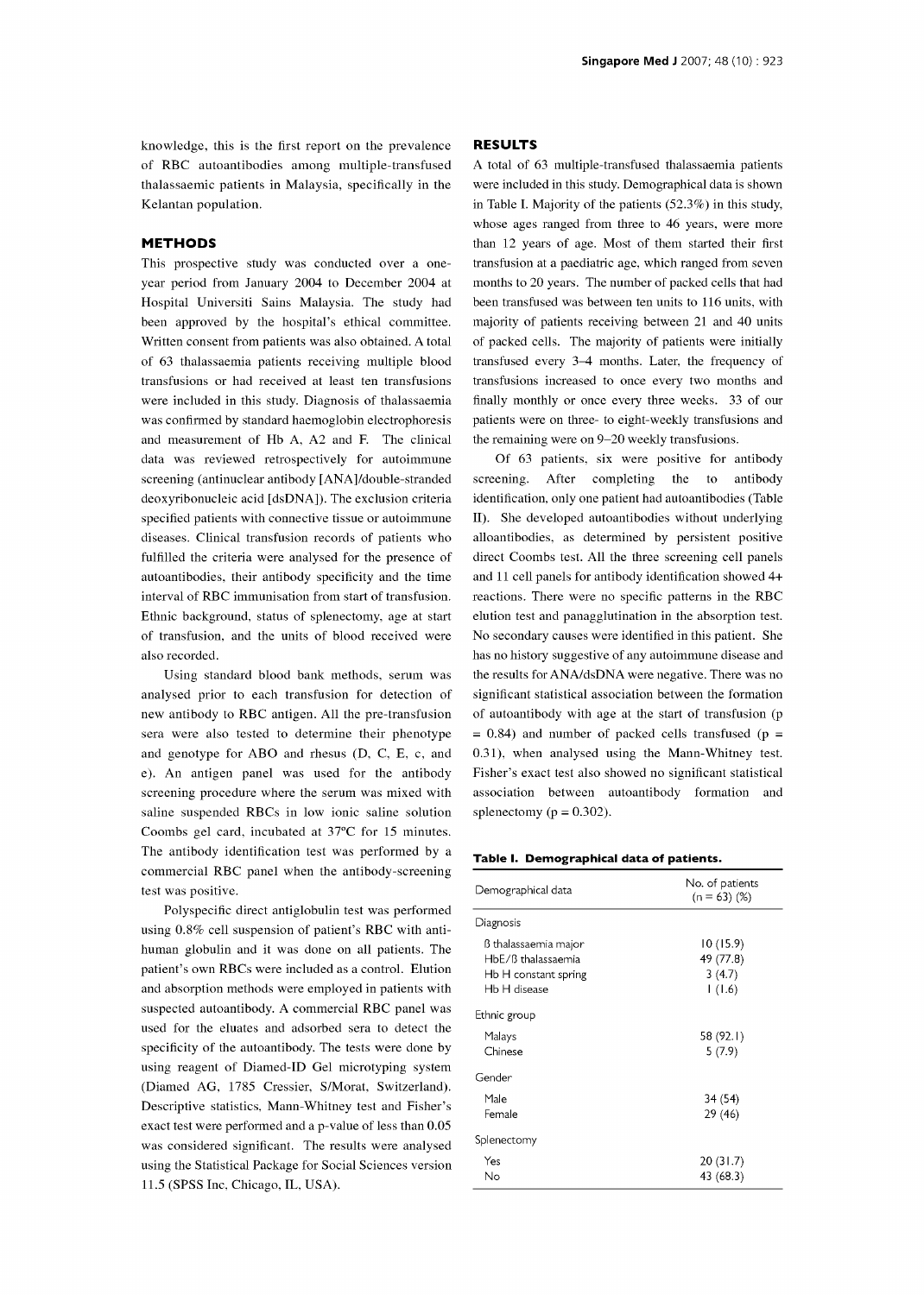knowledge, this is the first report on the prevalence of RBC autoantibodies among multiple-transfused thalassaemic patients in Malaysia, specifically in the Kelantan population.

## METHODS

This prospective study was conducted over a one-year period from January 2004 to December 2004 at Hospital Universiti Sains Malaysia. The study had been approved by the hospital's ethical committee. Written consent from patients was also obtained. A total of 63 thalassaemia patients receiving multiple blood transfusions or had received at least ten transfusions were included in this study. Diagnosis of thalassaemia was confirmed by standard haemoglobin electrophoresis and measurement of Hb A, A2 and F. The clinical data was reviewed retrospectively for autoimmune screening (antinuclear antibody [ANA]/double-stranded deoxyribonucleic acid [dsDNA]). The exclusion criteria specified patients with connective tissue or autoimmune diseases. Clinical transfusion records of patients who fulfilled the criteria were analysed for the presence of autoantibodies, their antibody specificity and the time interval of RBC immunisation from start of transfusion. Ethnic background, status of splenectomy, age at start of transfusion, and the units of blood received were also recorded.

Using standard blood bank methods, serum was analysed prior to each transfusion for detection of new antibody to RBC antigen. All the pre-transfusion sera were also tested to determine their phenotype and genotype for ABO and rhesus (D, C, E, c, and e). An antigen panel was used for the antibody screening procedure where the serum was mixed with saline suspended RBCs in low ionic saline solution Coombs gel card, incubated at 37°C for 15 minutes. The antibody identification test was performed by a commercial RBC panel when the antibody-screening test was positive.

Polyspecific direct antiglobulin test was performed using 0.8% cell suspension of patient's RBC with anti-human globulin and it was done on all patients. The patient's own RBCs were included as a control. Elution and absorption methods were employed in patients with suspected autoantibody. A commercial RBC panel was used for the eluates and adsorbed sera to detect the specificity of the autoantibody. The tests were done by using reagent of Diamed-ID Gel microtyping system (Diamed AG, 1785 Cressier, S/Morat, Switzerland). Descriptive statistics, Mann-Whitney test and Fisher's exact test were performed and a p-value of less than 0.05 was considered significant. The results were analysed using the Statistical Package for Social Sciences version 11.5 (SPSS Inc, Chicago, IL, USA).

## RESULTS

A total of 63 multiple-transfused thalassaemia patients were included in this study. Demographical data is shown in Table I. Majority of the patients (52.3%) in this study, whose ages ranged from three to 46 years, were more than 12 years of age. Most of them started their first transfusion at a paediatric age, which ranged from seven months to 20 years. The number of packed cells that had been transfused was between ten units to 116 units, with majority of patients receiving between 21 and 40 units of packed cells. The majority of patients were initially transfused every 3–4 months. Later, the frequency of transfusions increased to once every two months and finally monthly or once every three weeks. 33 of our patients were on three- to eight-weekly transfusions and the remaining were on 9–20 weekly transfusions.

Of 63 patients, six were positive for antibody screening. After completing the to antibody identification, only one patient had autoantibodies (Table II). She developed autoantibodies without underlying alloantibodies, as determined by persistent positive direct Coombs test. All the three screening cell panels and 11 cell panels for antibody identification showed 4+ reactions. There were no specific patterns in the RBC elution test and panagglutination in the absorption test. No secondary causes were identified in this patient. She has no history suggestive of any autoimmune disease and the results for ANA/dsDNA were negative. There was no significant statistical association between the formation of autoantibody with age at the start of transfusion ($p = 0.84$) and number of packed cells transfused ($p = 0.31$), when analysed using the Mann-Whitney test. Fisher's exact test also showed no significant statistical association between autoantibody formation and splenectomy ($p = 0.302$).

**Table I. Demographical data of patients.**

| Demographical data | No. of patients (n = 63) (%) |
|---|---|
| **Diagnosis** | |
| ß thalassaemia major | 10 (15.9) |
| HbE/ß thalassaemia | 49 (77.8) |
| Hb H constant spring | 3 (4.7) |
| Hb H disease | 1 (1.6) |
| **Ethnic group** | |
| Malays | 58 (92.1) |
| Chinese | 5 (7.9) |
| **Gender** | |
| Male | 34 (54) |
| Female | 29 (46) |
| **Splenectomy** | |
| Yes | 20 (31.7) |
| No | 43 (68.3) |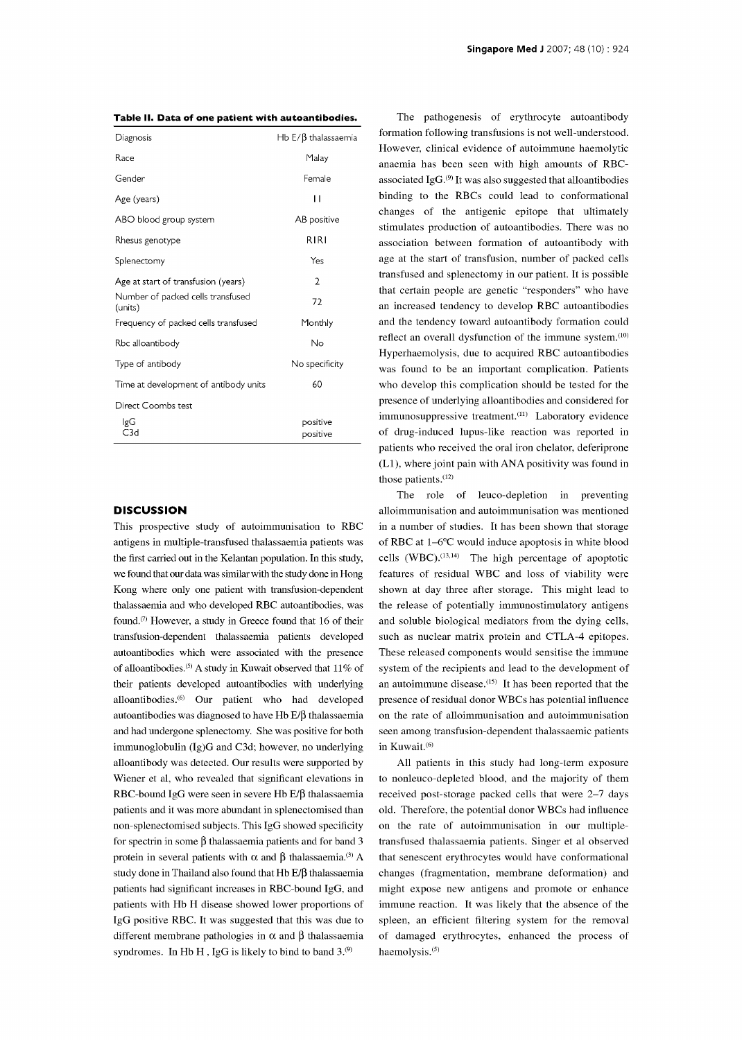**Table II. Data of one patient with autoantibodies.**

| | |
|---|---|
| Diagnosis | Hb E/β thalassaemia |
| Race | Malay |
| Gender | Female |
| Age (years) | 11 |
| ABO blood group system | AB positive |
| Rhesus genotype | R1R1 |
| Splenectomy | Yes |
| Age at start of transfusion (years) | 2 |
| Number of packed cells transfused (units) | 72 |
| Frequency of packed cells transfused | Monthly |
| Rbc alloantibody | No |
| Type of antibody | No specificity |
| Time at development of antibody units | 60 |
| Direct Coombs test | |
| IgG | positive |
| C3d | positive |

## DISCUSSION

This prospective study of autoimmunisation to RBC antigens in multiple-transfused thalassaemia patients was the first carried out in the Kelantan population. In this study, we found that our data was similar with the study done in Hong Kong where only one patient with transfusion-dependent thalassaemia and who developed RBC autoantibodies, was found.[7] However, a study in Greece found that 16 of their transfusion-dependent thalassaemia patients developed autoantibodies which were associated with the presence of alloantibodies.[5] A study in Kuwait observed that 11% of their patients developed autoantibodies with underlying alloantibodies.[6] Our patient who had developed autoantibodies was diagnosed to have Hb E/β thalassaemia and had undergone splenectomy. She was positive for both immunoglobulin (Ig)G and C3d; however, no underlying alloantibody was detected. Our results were supported by Wiener et al, who revealed that significant elevations in RBC-bound IgG were seen in severe Hb E/β thalassaemia patients and it was more abundant in splenectomised than non-splenectomised subjects. This IgG showed specificity for spectrin in some β thalassaemia patients and for band 3 protein in several patients with α and β thalassaemia.[3] A study done in Thailand also found that Hb E/β thalassaemia patients had significant increases in RBC-bound IgG, and patients with Hb H disease showed lower proportions of IgG positive RBC. It was suggested that this was due to different membrane pathologies in α and β thalassaemia syndromes. In Hb H , IgG is likely to bind to band 3.[9]

The pathogenesis of erythrocyte autoantibody formation following transfusions is not well-understood. However, clinical evidence of autoimmune haemolytic anaemia has been seen with high amounts of RBC-associated IgG.[9] It was also suggested that alloantibodies binding to the RBCs could lead to conformational changes of the antigenic epitope that ultimately stimulates production of autoantibodies. There was no association between formation of autoantibody with age at the start of transfusion, number of packed cells transfused and splenectomy in our patient. It is possible that certain people are genetic "responders" who have an increased tendency to develop RBC autoantibodies and the tendency toward autoantibody formation could reflect an overall dysfunction of the immune system.[10] Hyperhaemolysis, due to acquired RBC autoantibodies was found to be an important complication. Patients who develop this complication should be tested for the presence of underlying alloantibodies and considered for immunosuppressive treatment.[11] Laboratory evidence of drug-induced lupus-like reaction was reported in patients who received the oral iron chelator, deferiprone (L1), where joint pain with ANA positivity was found in those patients.[12]

The role of leuco-depletion in preventing alloimmunisation and autoimmunisation was mentioned in a number of studies. It has been shown that storage of RBC at 1–6°C would induce apoptosis in white blood cells (WBC).[13,14] The high percentage of apoptotic features of residual WBC and loss of viability were shown at day three after storage. This might lead to the release of potentially immunostimulatory antigens and soluble biological mediators from the dying cells, such as nuclear matrix protein and CTLA-4 epitopes. These released components would sensitise the immune system of the recipients and lead to the development of an autoimmune disease.[15] It has been reported that the presence of residual donor WBCs has potential influence on the rate of alloimmunisation and autoimmunisation seen among transfusion-dependent thalassaemic patients in Kuwait.[6]

All patients in this study had long-term exposure to nonleuco-depleted blood, and the majority of them received post-storage packed cells that were 2–7 days old. Therefore, the potential donor WBCs had influence on the rate of autoimmunisation in our multiple-transfused thalassaemia patients. Singer et al observed that senescent erythrocytes would have conformational changes (fragmentation, membrane deformation) and might expose new antigens and promote or enhance immune reaction. It was likely that the absence of the spleen, an efficient filtering system for the removal of damaged erythrocytes, enhanced the process of haemolysis.[5]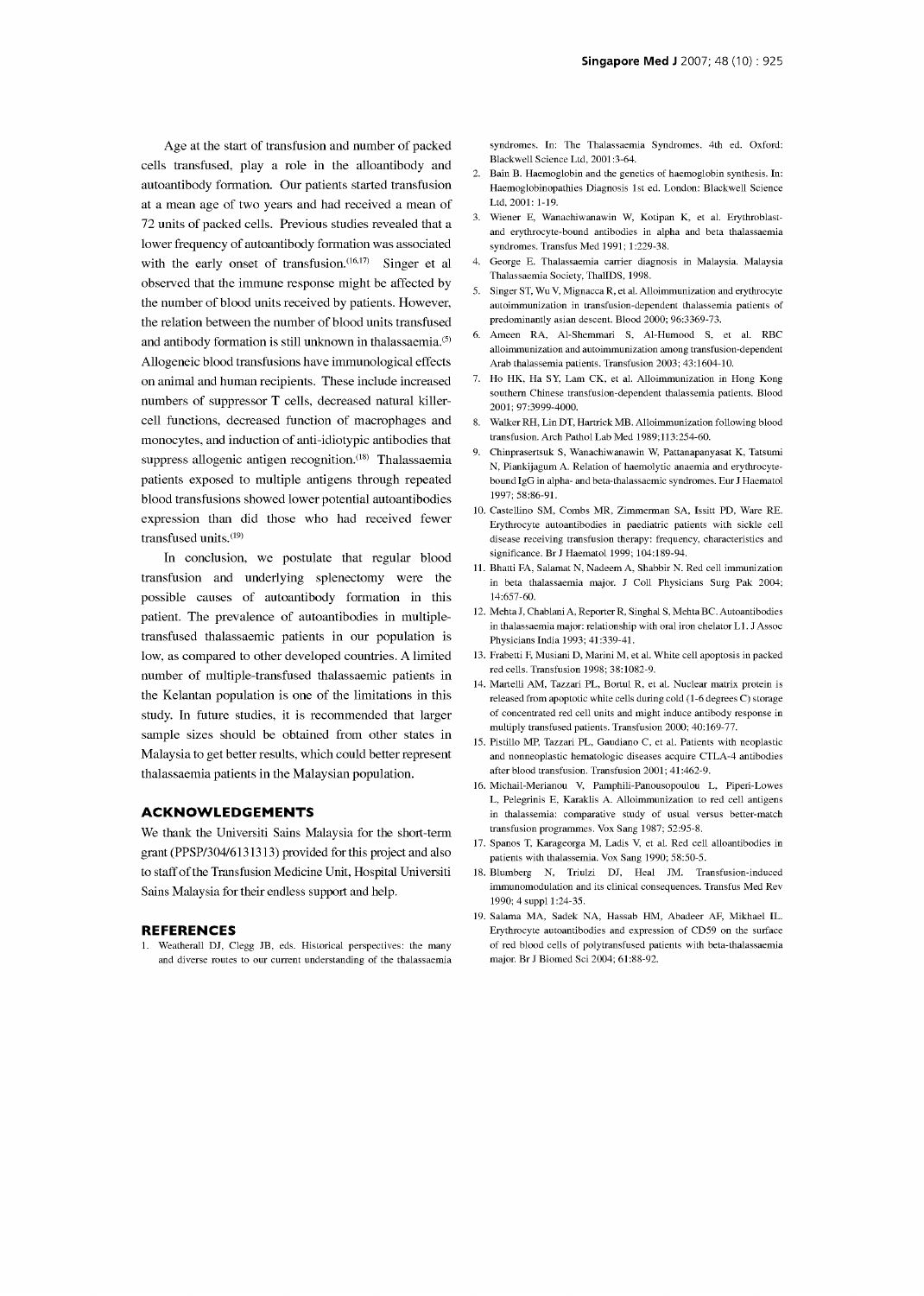Age at the start of transfusion and number of packed cells transfused, play a role in the alloantibody and autoantibody formation. Our patients started transfusion at a mean age of two years and had received a mean of 72 units of packed cells. Previous studies revealed that a lower frequency of autoantibody formation was associated with the early onset of transfusion.[16,17] Singer et al observed that the immune response might be affected by the number of blood units received by patients. However, the relation between the number of blood units transfused and antibody formation is still unknown in thalassaemia.[5] Allogeneic blood transfusions have immunological effects on animal and human recipients. These include increased numbers of suppressor T cells, decreased natural killer-cell functions, decreased function of macrophages and monocytes, and induction of anti-idiotypic antibodies that suppress allogenic antigen recognition.[18] Thalassaemia patients exposed to multiple antigens through repeated blood transfusions showed lower potential autoantibodies expression than did those who had received fewer transfused units.[19]

In conclusion, we postulate that regular blood transfusion and underlying splenectomy were the possible causes of autoantibody formation in this patient. The prevalence of autoantibodies in multiple-transfused thalassaemic patients in our population is low, as compared to other developed countries. A limited number of multiple-transfused thalassaemic patients in the Kelantan population is one of the limitations in this study. In future studies, it is recommended that larger sample sizes should be obtained from other states in Malaysia to get better results, which could better represent thalassaemia patients in the Malaysian population.

## ACKNOWLEDGEMENTS

We thank the Universiti Sains Malaysia for the short-term grant (PPSP/304/6131313) provided for this project and also to staff of the Transfusion Medicine Unit, Hospital Universiti Sains Malaysia for their endless support and help.

## REFERENCES

1. Weatherall DJ, Clegg JB, eds. Historical perspectives: the many and diverse routes to our current understanding of the thalassaemia syndromes. In: The Thalassaemia Syndromes. 4th ed. Oxford: Blackwell Science Ltd, 2001:3-64.
2. Bain B. Haemoglobin and the genetics of haemoglobin synthesis. In: Haemoglobinopathies Diagnosis 1st ed. London: Blackwell Science Ltd, 2001: 1-19.
3. Wiener E, Wanachiwanawin W, Kotipan K, et al. Erythroblast- and erythrocyte-bound antibodies in alpha and beta thalassaemia syndromes. Transfus Med 1991; 1:229-38.
4. George E. Thalassaemia carrier diagnosis in Malaysia. Malaysia Thalassaemia Society, ThalIDS, 1998.
5. Singer ST, Wu V, Mignacca R, et al. Alloimmunization and erythrocyte autoimmunization in transfusion-dependent thalassemia patients of predominantly asian descent. Blood 2000; 96:3369-73.
6. Ameen RA, Al-Shemmari S, Al-Humood S, et al. RBC alloimmunization and autoimmunization among transfusion-dependent Arab thalassemia patients. Transfusion 2003; 43:1604-10.
7. Ho HK, Ha SY, Lam CK, et al. Alloimmunization in Hong Kong southern Chinese transfusion-dependent thalassemia patients. Blood 2001; 97:3999-4000.
8. Walker RH, Lin DT, Hartrick MB. Alloimmunization following blood transfusion. Arch Pathol Lab Med 1989;113:254-60.
9. Chinprasertsuk S, Wanachiwanawin W, Pattanapanyasat K, Tatsumi N, Piankijagum A. Relation of haemolytic anaemia and erythrocyte-bound IgG in alpha- and beta-thalassaemic syndromes. Eur J Haematol 1997; 58:86-91.
10. Castellino SM, Combs MR, Zimmerman SA, Issitt PD, Ware RE. Erythrocyte autoantibodies in paediatric patients with sickle cell disease receiving transfusion therapy: frequency, characteristics and significance. Br J Haematol 1999; 104:189-94.
11. Bhatti FA, Salamat N, Nadeem A, Shabbir N. Red cell immunization in beta thalassaemia major. J Coll Physicians Surg Pak 2004; 14:657-60.
12. Mehta J, Chablani A, Reporter R, Singhal S, Mehta BC. Autoantibodies in thalassaemia major: relationship with oral iron chelator L1. J Assoc Physicians India 1993; 41:339-41.
13. Frabetti F, Musiani D, Marini M, et al. White cell apoptosis in packed red cells. Transfusion 1998; 38:1082-9.
14. Martelli AM, Tazzari PL, Bortul R, et al. Nuclear matrix protein is released from apoptotic white cells during cold (1-6 degrees C) storage of concentrated red cell units and might induce antibody response in multiply transfused patients. Transfusion 2000; 40:169-77.
15. Pistillo MP, Tazzari PL, Gaudiano C, et al. Patients with neoplastic and nonneoplastic hematologic diseases acquire CTLA-4 antibodies after blood transfusion. Transfusion 2001; 41:462-9.
16. Michail-Merianou V, Pamphili-Panousopoulou L, Piperi-Lowes L, Pelegrinis E, Karaklis A. Alloimmunization to red cell antigens in thalassemia: comparative study of usual versus better-match transfusion programmes. Vox Sang 1987; 52:95-8.
17. Spanos T, Karageorga M, Ladis V, et al. Red cell alloantibodies in patients with thalassemia. Vox Sang 1990; 58:50-5.
18. Blumberg N, Triulzi DJ, Heal JM. Transfusion-induced immunomodulation and its clinical consequences. Transfus Med Rev 1990; 4 suppl 1:24-35.
19. Salama MA, Sadek NA, Hassab HM, Abadeer AF, Mikhael IL. Erythrocyte autoantibodies and expression of CD59 on the surface of red blood cells of polytransfused patients with beta-thalassaemia major. Br J Biomed Sci 2004; 61:88-92.